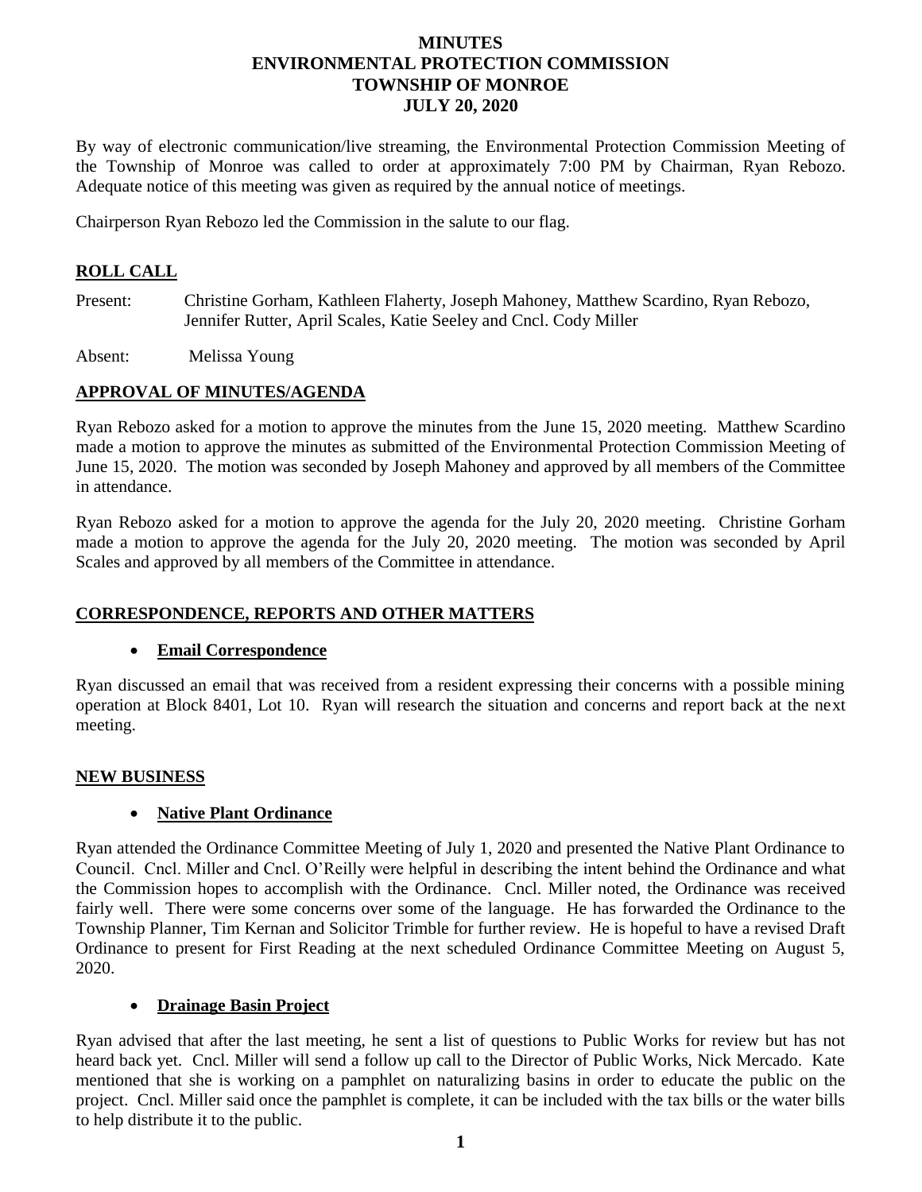# MINUTES
# ENVIRONMENTAL PROTECTION COMMISSION
# TOWNSHIP OF MONROE
# JULY 20, 2020

By way of electronic communication/live streaming, the Environmental Protection Commission Meeting of the Township of Monroe was called to order at approximately 7:00 PM by Chairman, Ryan Rebozo. Adequate notice of this meeting was given as required by the annual notice of meetings.

Chairperson Ryan Rebozo led the Commission in the salute to our flag.

## ROLL CALL

Present: Christine Gorham, Kathleen Flaherty, Joseph Mahoney, Matthew Scardino, Ryan Rebozo, Jennifer Rutter, April Scales, Katie Seeley and Cncl. Cody Miller

Absent: Melissa Young

## APPROVAL OF MINUTES/AGENDA

Ryan Rebozo asked for a motion to approve the minutes from the June 15, 2020 meeting. Matthew Scardino made a motion to approve the minutes as submitted of the Environmental Protection Commission Meeting of June 15, 2020. The motion was seconded by Joseph Mahoney and approved by all members of the Committee in attendance.

Ryan Rebozo asked for a motion to approve the agenda for the July 20, 2020 meeting. Christine Gorham made a motion to approve the agenda for the July 20, 2020 meeting. The motion was seconded by April Scales and approved by all members of the Committee in attendance.

## CORRESPONDENCE, REPORTS AND OTHER MATTERS

- **Email Correspondence**

Ryan discussed an email that was received from a resident expressing their concerns with a possible mining operation at Block 8401, Lot 10. Ryan will research the situation and concerns and report back at the next meeting.

## NEW BUSINESS

- **Native Plant Ordinance**

Ryan attended the Ordinance Committee Meeting of July 1, 2020 and presented the Native Plant Ordinance to Council. Cncl. Miller and Cncl. O'Reilly were helpful in describing the intent behind the Ordinance and what the Commission hopes to accomplish with the Ordinance. Cncl. Miller noted, the Ordinance was received fairly well. There were some concerns over some of the language. He has forwarded the Ordinance to the Township Planner, Tim Kernan and Solicitor Trimble for further review. He is hopeful to have a revised Draft Ordinance to present for First Reading at the next scheduled Ordinance Committee Meeting on August 5, 2020.

- **Drainage Basin Project**

Ryan advised that after the last meeting, he sent a list of questions to Public Works for review but has not heard back yet. Cncl. Miller will send a follow up call to the Director of Public Works, Nick Mercado. Kate mentioned that she is working on a pamphlet on naturalizing basins in order to educate the public on the project. Cncl. Miller said once the pamphlet is complete, it can be included with the tax bills or the water bills to help distribute it to the public.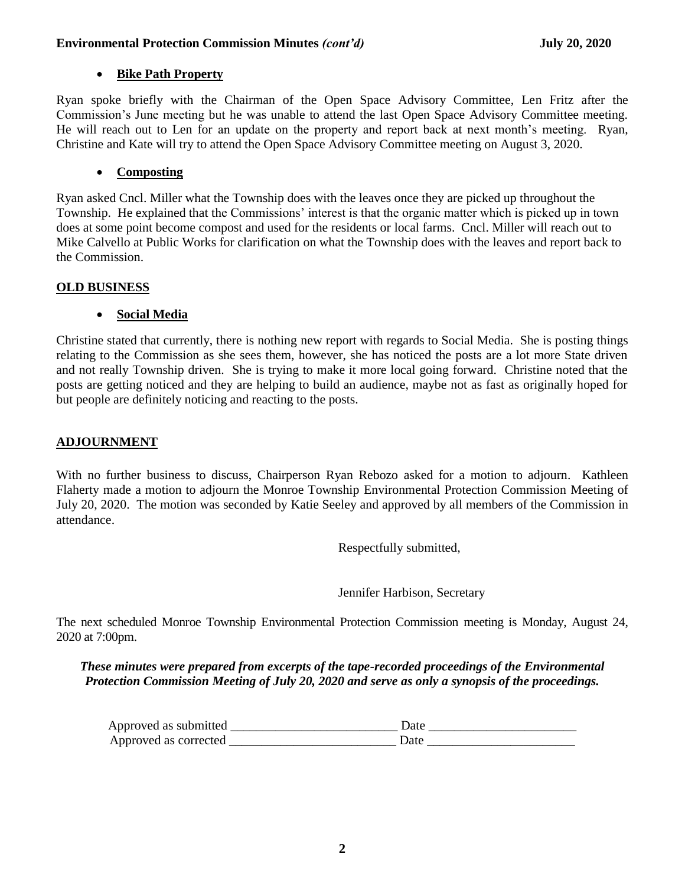- **Bike Path Property**

Ryan spoke briefly with the Chairman of the Open Space Advisory Committee, Len Fritz after the Commission's June meeting but he was unable to attend the last Open Space Advisory Committee meeting. He will reach out to Len for an update on the property and report back at next month's meeting. Ryan, Christine and Kate will try to attend the Open Space Advisory Committee meeting on August 3, 2020.

- **Composting**

Ryan asked Cncl. Miller what the Township does with the leaves once they are picked up throughout the Township. He explained that the Commissions' interest is that the organic matter which is picked up in town does at some point become compost and used for the residents or local farms. Cncl. Miller will reach out to Mike Calvello at Public Works for clarification on what the Township does with the leaves and report back to the Commission.

## OLD BUSINESS

- **Social Media**

Christine stated that currently, there is nothing new report with regards to Social Media. She is posting things relating to the Commission as she sees them, however, she has noticed the posts are a lot more State driven and not really Township driven. She is trying to make it more local going forward. Christine noted that the posts are getting noticed and they are helping to build an audience, maybe not as fast as originally hoped for but people are definitely noticing and reacting to the posts.

## ADJOURNMENT

With no further business to discuss, Chairperson Ryan Rebozo asked for a motion to adjourn. Kathleen Flaherty made a motion to adjourn the Monroe Township Environmental Protection Commission Meeting of July 20, 2020. The motion was seconded by Katie Seeley and approved by all members of the Commission in attendance.

Respectfully submitted,

Jennifer Harbison, Secretary

The next scheduled Monroe Township Environmental Protection Commission meeting is Monday, August 24, 2020 at 7:00pm.

***These minutes were prepared from excerpts of the tape-recorded proceedings of the Environmental Protection Commission Meeting of July 20, 2020 and serve as only a synopsis of the proceedings.***

Approved as submitted __________________________ Date _______________________

Approved as corrected __________________________ Date _______________________